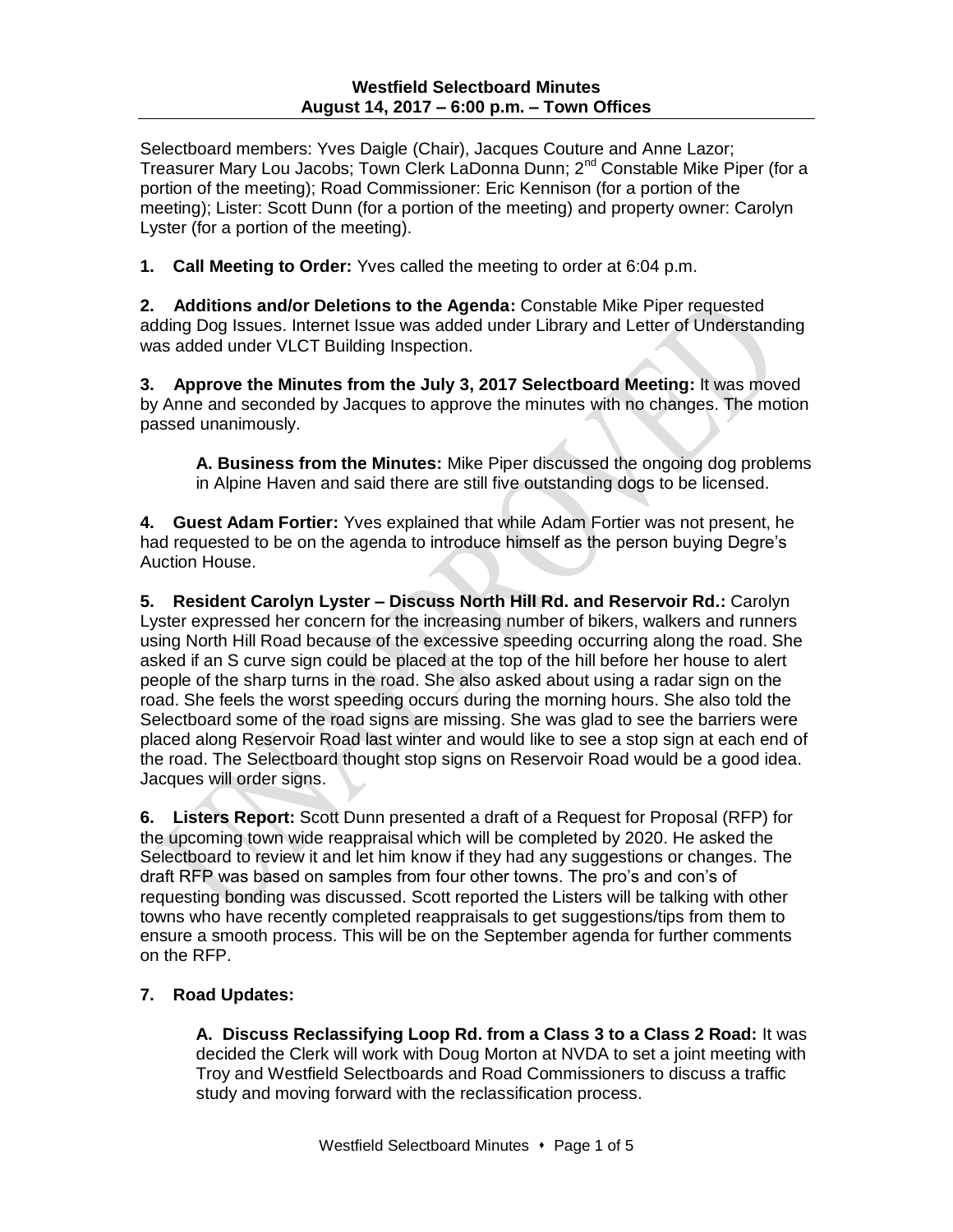**Westfield Selectboard Minutes**
**August 14, 2017 – 6:00 p.m. – Town Offices**

Selectboard members: Yves Daigle (Chair), Jacques Couture and Anne Lazor; Treasurer Mary Lou Jacobs; Town Clerk LaDonna Dunn; 2nd Constable Mike Piper (for a portion of the meeting); Road Commissioner: Eric Kennison (for a portion of the meeting); Lister: Scott Dunn (for a portion of the meeting) and property owner: Carolyn Lyster (for a portion of the meeting).

**1. Call Meeting to Order:** Yves called the meeting to order at 6:04 p.m.

**2. Additions and/or Deletions to the Agenda:** Constable Mike Piper requested adding Dog Issues. Internet Issue was added under Library and Letter of Understanding was added under VLCT Building Inspection.

**3. Approve the Minutes from the July 3, 2017 Selectboard Meeting:** It was moved by Anne and seconded by Jacques to approve the minutes with no changes. The motion passed unanimously.

> **A. Business from the Minutes:** Mike Piper discussed the ongoing dog problems in Alpine Haven and said there are still five outstanding dogs to be licensed.

**4. Guest Adam Fortier:** Yves explained that while Adam Fortier was not present, he had requested to be on the agenda to introduce himself as the person buying Degre's Auction House.

**5. Resident Carolyn Lyster – Discuss North Hill Rd. and Reservoir Rd.:** Carolyn Lyster expressed her concern for the increasing number of bikers, walkers and runners using North Hill Road because of the excessive speeding occurring along the road. She asked if an S curve sign could be placed at the top of the hill before her house to alert people of the sharp turns in the road. She also asked about using a radar sign on the road. She feels the worst speeding occurs during the morning hours. She also told the Selectboard some of the road signs are missing. She was glad to see the barriers were placed along Reservoir Road last winter and would like to see a stop sign at each end of the road. The Selectboard thought stop signs on Reservoir Road would be a good idea. Jacques will order signs.

**6. Listers Report:** Scott Dunn presented a draft of a Request for Proposal (RFP) for the upcoming town wide reappraisal which will be completed by 2020. He asked the Selectboard to review it and let him know if they had any suggestions or changes. The draft RFP was based on samples from four other towns. The pro's and con's of requesting bonding was discussed. Scott reported the Listers will be talking with other towns who have recently completed reappraisals to get suggestions/tips from them to ensure a smooth process. This will be on the September agenda for further comments on the RFP.

**7. Road Updates:**

> **A. Discuss Reclassifying Loop Rd. from a Class 3 to a Class 2 Road:** It was decided the Clerk will work with Doug Morton at NVDA to set a joint meeting with Troy and Westfield Selectboards and Road Commissioners to discuss a traffic study and moving forward with the reclassification process.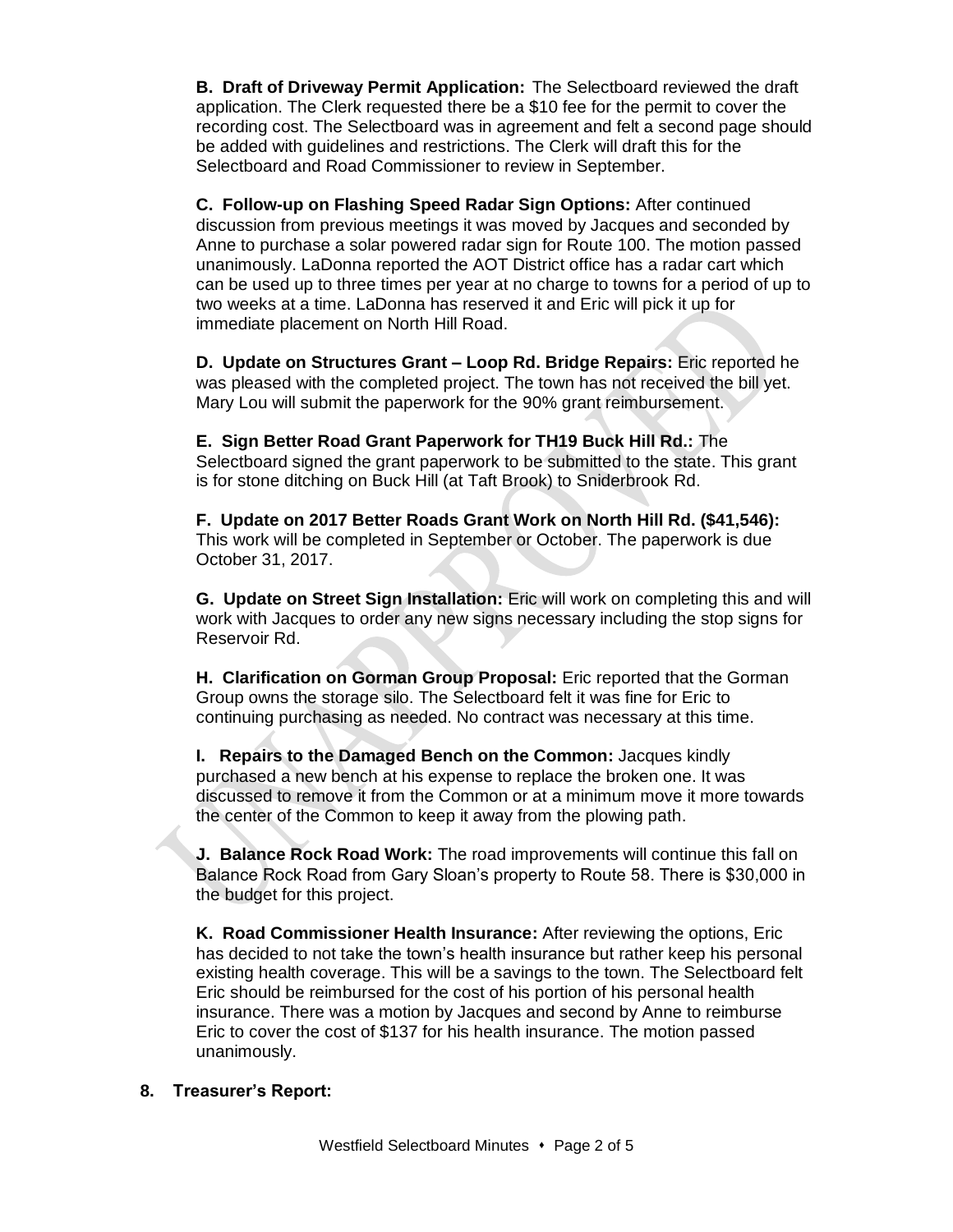**B. Draft of Driveway Permit Application:** The Selectboard reviewed the draft application. The Clerk requested there be a $10 fee for the permit to cover the recording cost. The Selectboard was in agreement and felt a second page should be added with guidelines and restrictions. The Clerk will draft this for the Selectboard and Road Commissioner to review in September.

**C. Follow-up on Flashing Speed Radar Sign Options:** After continued discussion from previous meetings it was moved by Jacques and seconded by Anne to purchase a solar powered radar sign for Route 100. The motion passed unanimously. LaDonna reported the AOT District office has a radar cart which can be used up to three times per year at no charge to towns for a period of up to two weeks at a time. LaDonna has reserved it and Eric will pick it up for immediate placement on North Hill Road.

**D. Update on Structures Grant – Loop Rd. Bridge Repairs:** Eric reported he was pleased with the completed project. The town has not received the bill yet. Mary Lou will submit the paperwork for the 90% grant reimbursement.

**E. Sign Better Road Grant Paperwork for TH19 Buck Hill Rd.:** The Selectboard signed the grant paperwork to be submitted to the state. This grant is for stone ditching on Buck Hill (at Taft Brook) to Sniderbrook Rd.

**F. Update on 2017 Better Roads Grant Work on North Hill Rd. ($41,546):** This work will be completed in September or October. The paperwork is due October 31, 2017.

**G. Update on Street Sign Installation:** Eric will work on completing this and will work with Jacques to order any new signs necessary including the stop signs for Reservoir Rd.

**H. Clarification on Gorman Group Proposal:** Eric reported that the Gorman Group owns the storage silo. The Selectboard felt it was fine for Eric to continuing purchasing as needed. No contract was necessary at this time.

**I. Repairs to the Damaged Bench on the Common:** Jacques kindly purchased a new bench at his expense to replace the broken one. It was discussed to remove it from the Common or at a minimum move it more towards the center of the Common to keep it away from the plowing path.

**J. Balance Rock Road Work:** The road improvements will continue this fall on Balance Rock Road from Gary Sloan's property to Route 58. There is $30,000 in the budget for this project.

**K. Road Commissioner Health Insurance:** After reviewing the options, Eric has decided to not take the town's health insurance but rather keep his personal existing health coverage. This will be a savings to the town. The Selectboard felt Eric should be reimbursed for the cost of his portion of his personal health insurance. There was a motion by Jacques and second by Anne to reimburse Eric to cover the cost of $137 for his health insurance. The motion passed unanimously.

**8. Treasurer's Report:**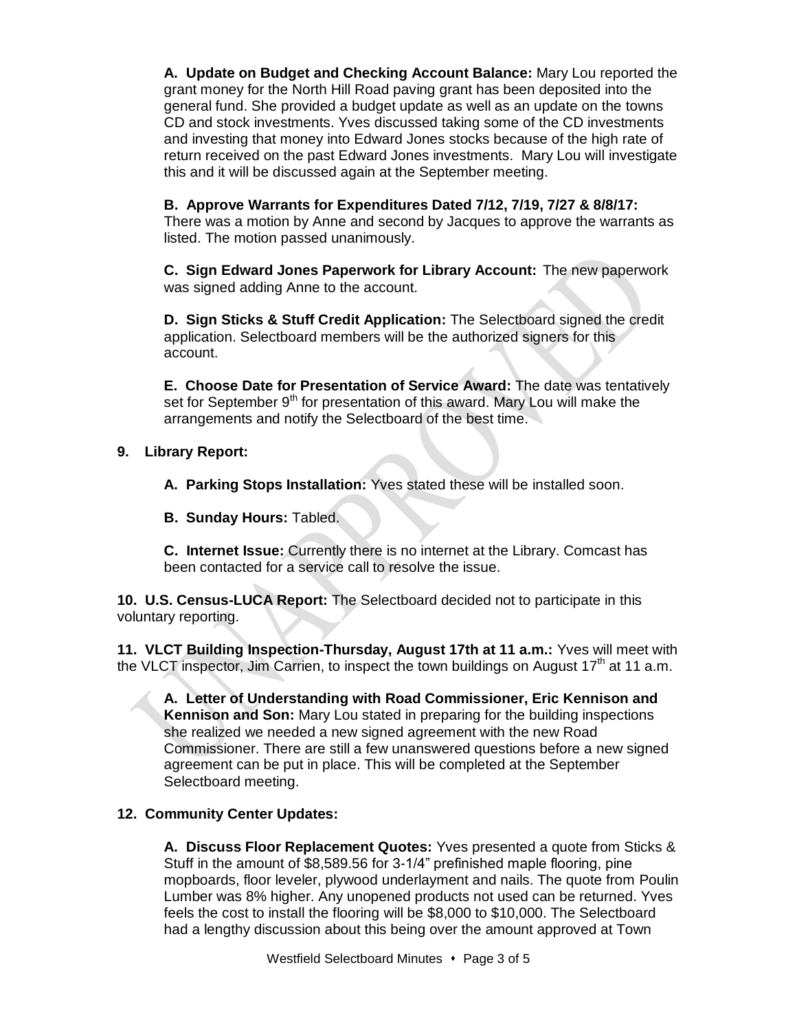**A. Update on Budget and Checking Account Balance:** Mary Lou reported the grant money for the North Hill Road paving grant has been deposited into the general fund. She provided a budget update as well as an update on the towns CD and stock investments. Yves discussed taking some of the CD investments and investing that money into Edward Jones stocks because of the high rate of return received on the past Edward Jones investments. Mary Lou will investigate this and it will be discussed again at the September meeting.

**B. Approve Warrants for Expenditures Dated 7/12, 7/19, 7/27 & 8/8/17:** There was a motion by Anne and second by Jacques to approve the warrants as listed. The motion passed unanimously.

**C. Sign Edward Jones Paperwork for Library Account:** The new paperwork was signed adding Anne to the account.

**D. Sign Sticks & Stuff Credit Application:** The Selectboard signed the credit application. Selectboard members will be the authorized signers for this account.

**E. Choose Date for Presentation of Service Award:** The date was tentatively set for September 9th for presentation of this award. Mary Lou will make the arrangements and notify the Selectboard of the best time.

**9. Library Report:**

**A. Parking Stops Installation:** Yves stated these will be installed soon.

**B. Sunday Hours:** Tabled.

**C. Internet Issue:** Currently there is no internet at the Library. Comcast has been contacted for a service call to resolve the issue.

**10. U.S. Census-LUCA Report:** The Selectboard decided not to participate in this voluntary reporting.

**11. VLCT Building Inspection-Thursday, August 17th at 11 a.m.:** Yves will meet with the VLCT inspector, Jim Carrien, to inspect the town buildings on August 17th at 11 a.m.

**A. Letter of Understanding with Road Commissioner, Eric Kennison and Kennison and Son:** Mary Lou stated in preparing for the building inspections she realized we needed a new signed agreement with the new Road Commissioner. There are still a few unanswered questions before a new signed agreement can be put in place. This will be completed at the September Selectboard meeting.

**12. Community Center Updates:**

**A. Discuss Floor Replacement Quotes:** Yves presented a quote from Sticks & Stuff in the amount of $8,589.56 for 3-1/4" prefinished maple flooring, pine mopboards, floor leveler, plywood underlayment and nails. The quote from Poulin Lumber was 8% higher. Any unopened products not used can be returned. Yves feels the cost to install the flooring will be $8,000 to $10,000. The Selectboard had a lengthy discussion about this being over the amount approved at Town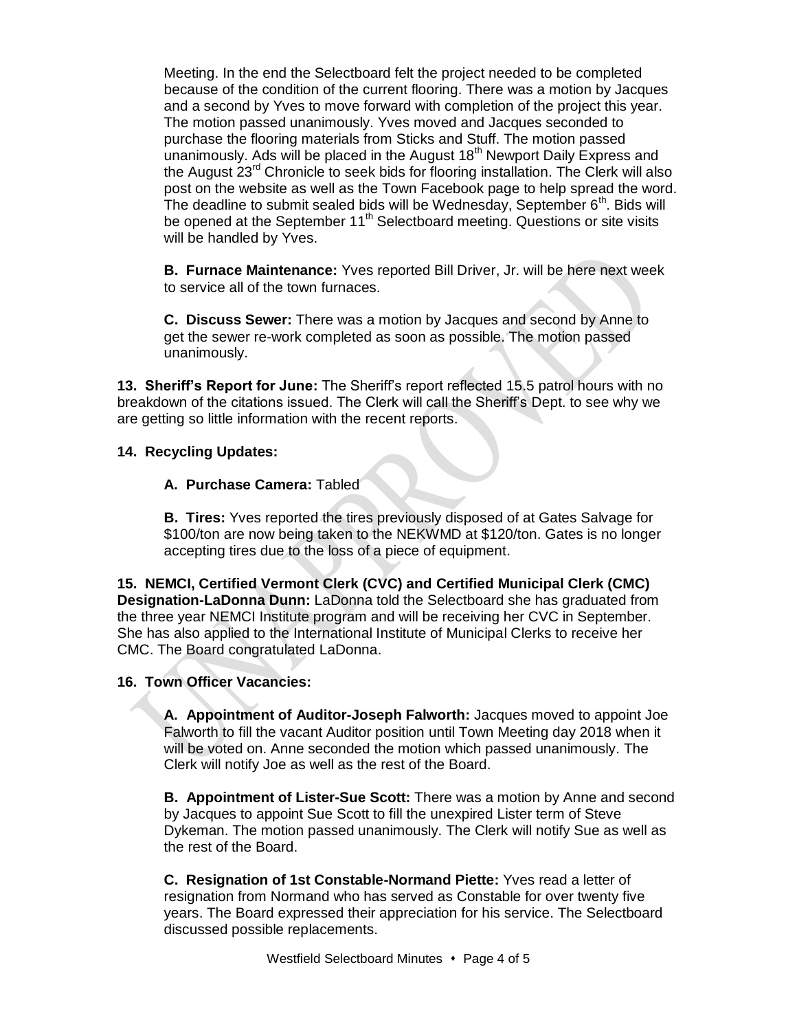Meeting. In the end the Selectboard felt the project needed to be completed because of the condition of the current flooring. There was a motion by Jacques and a second by Yves to move forward with completion of the project this year. The motion passed unanimously. Yves moved and Jacques seconded to purchase the flooring materials from Sticks and Stuff. The motion passed unanimously. Ads will be placed in the August 18th Newport Daily Express and the August 23rd Chronicle to seek bids for flooring installation. The Clerk will also post on the website as well as the Town Facebook page to help spread the word. The deadline to submit sealed bids will be Wednesday, September 6th. Bids will be opened at the September 11th Selectboard meeting. Questions or site visits will be handled by Yves.

**B. Furnace Maintenance:** Yves reported Bill Driver, Jr. will be here next week to service all of the town furnaces.

**C. Discuss Sewer:** There was a motion by Jacques and second by Anne to get the sewer re-work completed as soon as possible. The motion passed unanimously.

**13. Sheriff's Report for June:** The Sheriff's report reflected 15.5 patrol hours with no breakdown of the citations issued. The Clerk will call the Sheriff's Dept. to see why we are getting so little information with the recent reports.

**14. Recycling Updates:**

**A. Purchase Camera:** Tabled

**B. Tires:** Yves reported the tires previously disposed of at Gates Salvage for $100/ton are now being taken to the NEKWMD at $120/ton. Gates is no longer accepting tires due to the loss of a piece of equipment.

**15. NEMCI, Certified Vermont Clerk (CVC) and Certified Municipal Clerk (CMC) Designation-LaDonna Dunn:** LaDonna told the Selectboard she has graduated from the three year NEMCI Institute program and will be receiving her CVC in September. She has also applied to the International Institute of Municipal Clerks to receive her CMC. The Board congratulated LaDonna.

**16. Town Officer Vacancies:**

**A. Appointment of Auditor-Joseph Falworth:** Jacques moved to appoint Joe Falworth to fill the vacant Auditor position until Town Meeting day 2018 when it will be voted on. Anne seconded the motion which passed unanimously. The Clerk will notify Joe as well as the rest of the Board.

**B. Appointment of Lister-Sue Scott:** There was a motion by Anne and second by Jacques to appoint Sue Scott to fill the unexpired Lister term of Steve Dykeman. The motion passed unanimously. The Clerk will notify Sue as well as the rest of the Board.

**C. Resignation of 1st Constable-Normand Piette:** Yves read a letter of resignation from Normand who has served as Constable for over twenty five years. The Board expressed their appreciation for his service. The Selectboard discussed possible replacements.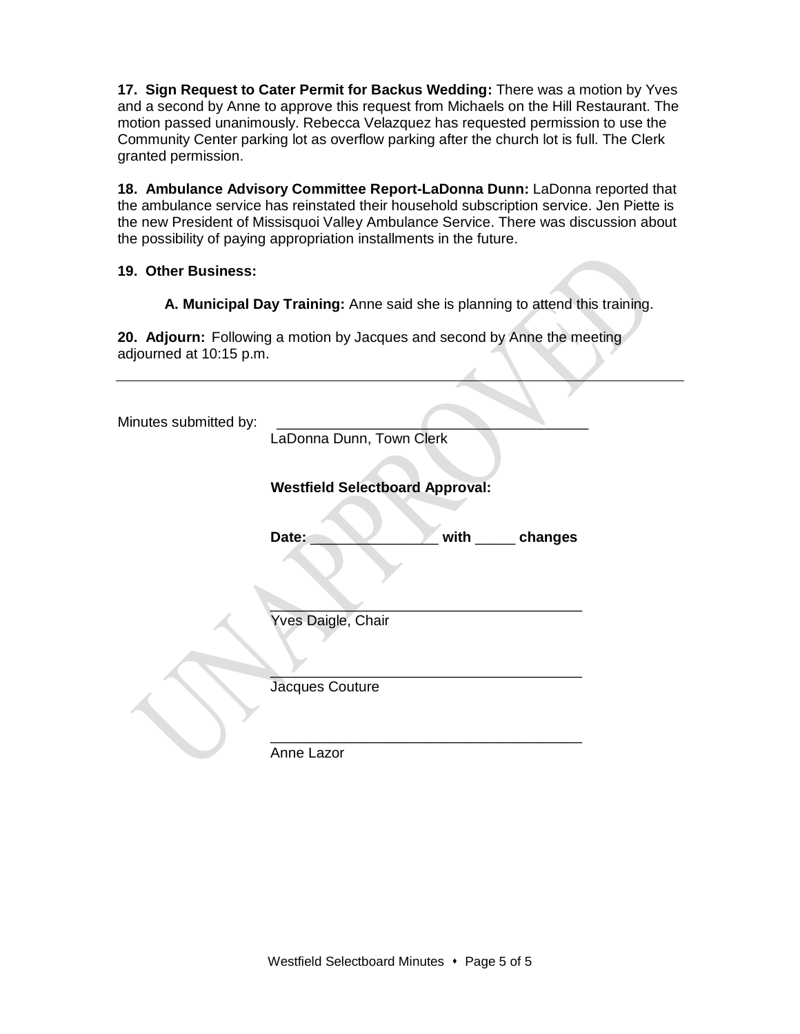**17. Sign Request to Cater Permit for Backus Wedding:** There was a motion by Yves and a second by Anne to approve this request from Michaels on the Hill Restaurant. The motion passed unanimously. Rebecca Velazquez has requested permission to use the Community Center parking lot as overflow parking after the church lot is full. The Clerk granted permission.

**18. Ambulance Advisory Committee Report-LaDonna Dunn:** LaDonna reported that the ambulance service has reinstated their household subscription service. Jen Piette is the new President of Missisquoi Valley Ambulance Service. There was discussion about the possibility of paying appropriation installments in the future.

**19. Other Business:**

**A. Municipal Day Training:** Anne said she is planning to attend this training.

**20. Adjourn:** Following a motion by Jacques and second by Anne the meeting adjourned at 10:15 p.m.

---

Minutes submitted by: _______________________________________
LaDonna Dunn, Town Clerk

**Westfield Selectboard Approval:**

**Date: _______________ with _____ changes**

_______________________________________
Yves Daigle, Chair

_______________________________________
Jacques Couture

_______________________________________
Anne Lazor

UNAPPROVED